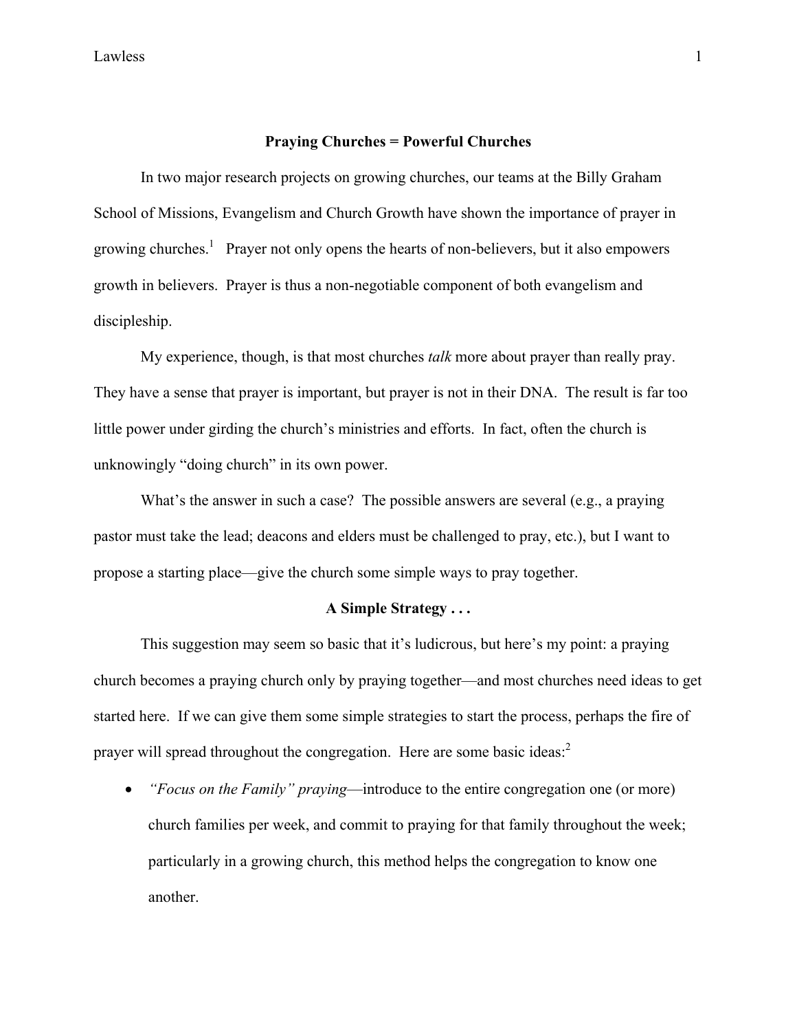# Praying Churches = Powerful Churches

In two major research projects on growing churches, our teams at the Billy Graham School of Missions, Evangelism and Church Growth have shown the importance of prayer in growing churches.[1] Prayer not only opens the hearts of non-believers, but it also empowers growth in believers. Prayer is thus a non-negotiable component of both evangelism and discipleship.

My experience, though, is that most churches *talk* more about prayer than really pray. They have a sense that prayer is important, but prayer is not in their DNA. The result is far too little power under girding the church's ministries and efforts. In fact, often the church is unknowingly "doing church" in its own power.

What's the answer in such a case? The possible answers are several (e.g., a praying pastor must take the lead; deacons and elders must be challenged to pray, etc.), but I want to propose a starting place—give the church some simple ways to pray together.

## A Simple Strategy . . .

This suggestion may seem so basic that it's ludicrous, but here's my point: a praying church becomes a praying church only by praying together—and most churches need ideas to get started here. If we can give them some simple strategies to start the process, perhaps the fire of prayer will spread throughout the congregation. Here are some basic ideas:[2]

- *"Focus on the Family" praying*—introduce to the entire congregation one (or more) church families per week, and commit to praying for that family throughout the week; particularly in a growing church, this method helps the congregation to know one another.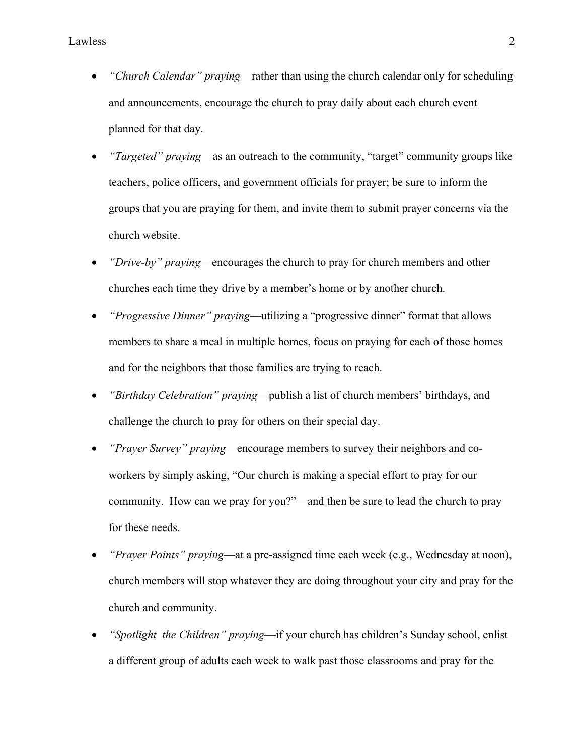- *"Church Calendar" praying*—rather than using the church calendar only for scheduling and announcements, encourage the church to pray daily about each church event planned for that day.
- *"Targeted" praying*—as an outreach to the community, "target" community groups like teachers, police officers, and government officials for prayer; be sure to inform the groups that you are praying for them, and invite them to submit prayer concerns via the church website.
- *"Drive-by" praying*—encourages the church to pray for church members and other churches each time they drive by a member's home or by another church.
- *"Progressive Dinner" praying*—utilizing a "progressive dinner" format that allows members to share a meal in multiple homes, focus on praying for each of those homes and for the neighbors that those families are trying to reach.
- *"Birthday Celebration" praying*—publish a list of church members' birthdays, and challenge the church to pray for others on their special day.
- *"Prayer Survey" praying*—encourage members to survey their neighbors and co-workers by simply asking, "Our church is making a special effort to pray for our community. How can we pray for you?"—and then be sure to lead the church to pray for these needs.
- *"Prayer Points" praying*—at a pre-assigned time each week (e.g., Wednesday at noon), church members will stop whatever they are doing throughout your city and pray for the church and community.
- *"Spotlight the Children" praying*—if your church has children's Sunday school, enlist a different group of adults each week to walk past those classrooms and pray for the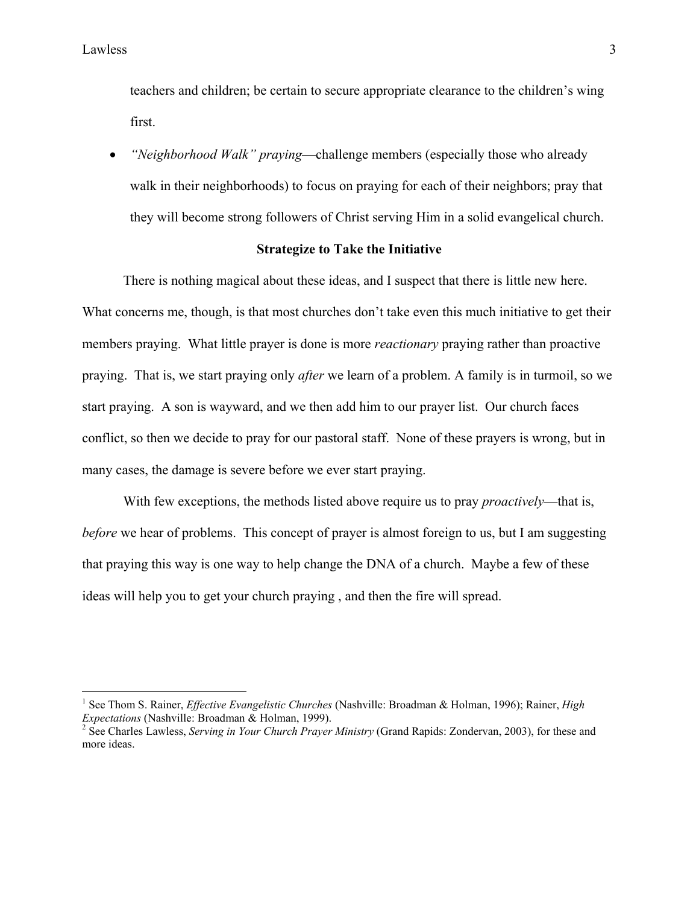teachers and children; be certain to secure appropriate clearance to the children's wing first.

- *"Neighborhood Walk" praying*—challenge members (especially those who already walk in their neighborhoods) to focus on praying for each of their neighbors; pray that they will become strong followers of Christ serving Him in a solid evangelical church.

## Strategize to Take the Initiative

There is nothing magical about these ideas, and I suspect that there is little new here. What concerns me, though, is that most churches don't take even this much initiative to get their members praying. What little prayer is done is more *reactionary* praying rather than proactive praying. That is, we start praying only *after* we learn of a problem. A family is in turmoil, so we start praying. A son is wayward, and we then add him to our prayer list. Our church faces conflict, so then we decide to pray for our pastoral staff. None of these prayers is wrong, but in many cases, the damage is severe before we ever start praying.

With few exceptions, the methods listed above require us to pray *proactively*—that is, *before* we hear of problems. This concept of prayer is almost foreign to us, but I am suggesting that praying this way is one way to help change the DNA of a church. Maybe a few of these ideas will help you to get your church praying , and then the fire will spread.

---

[1] See Thom S. Rainer, *Effective Evangelistic Churches* (Nashville: Broadman & Holman, 1996); Rainer, *High Expectations* (Nashville: Broadman & Holman, 1999).

[2] See Charles Lawless, *Serving in Your Church Prayer Ministry* (Grand Rapids: Zondervan, 2003), for these and more ideas.